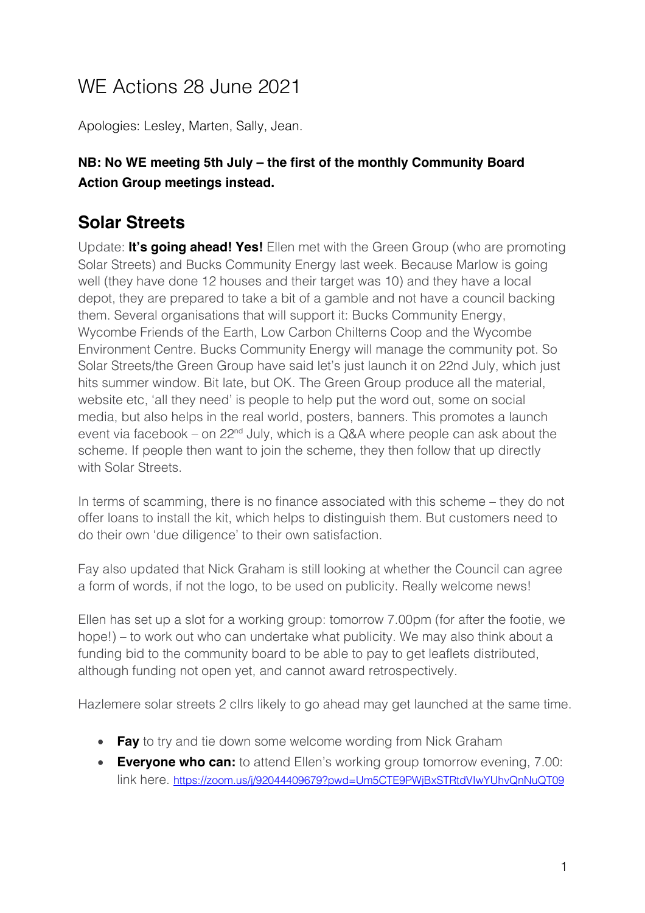# WE Actions 28 June 2021

Apologies: Lesley, Marten, Sally, Jean.

**NB: No WE meeting 5th July – the first of the monthly Community Board Action Group meetings instead.**

## Solar Streets

Update: **It's going ahead! Yes!** Ellen met with the Green Group (who are promoting Solar Streets) and Bucks Community Energy last week. Because Marlow is going well (they have done 12 houses and their target was 10) and they have a local depot, they are prepared to take a bit of a gamble and not have a council backing them. Several organisations that will support it: Bucks Community Energy, Wycombe Friends of the Earth, Low Carbon Chilterns Coop and the Wycombe Environment Centre. Bucks Community Energy will manage the community pot. So Solar Streets/the Green Group have said let's just launch it on 22nd July, which just hits summer window. Bit late, but OK. The Green Group produce all the material, website etc, 'all they need' is people to help put the word out, some on social media, but also helps in the real world, posters, banners. This promotes a launch event via facebook – on 22nd July, which is a Q&A where people can ask about the scheme. If people then want to join the scheme, they then follow that up directly with Solar Streets.

In terms of scamming, there is no finance associated with this scheme – they do not offer loans to install the kit, which helps to distinguish them. But customers need to do their own 'due diligence' to their own satisfaction.

Fay also updated that Nick Graham is still looking at whether the Council can agree a form of words, if not the logo, to be used on publicity. Really welcome news!

Ellen has set up a slot for a working group: tomorrow 7.00pm (for after the footie, we hope!) – to work out who can undertake what publicity. We may also think about a funding bid to the community board to be able to pay to get leaflets distributed, although funding not open yet, and cannot award retrospectively.

Hazlemere solar streets 2 cllrs likely to go ahead may get launched at the same time.

- **Fay** to try and tie down some welcome wording from Nick Graham
- **Everyone who can:** to attend Ellen's working group tomorrow evening, 7.00: link here. https://zoom.us/j/92044409679?pwd=Um5CTE9PWjBxSTRtdVIwYUhvQnNuQT09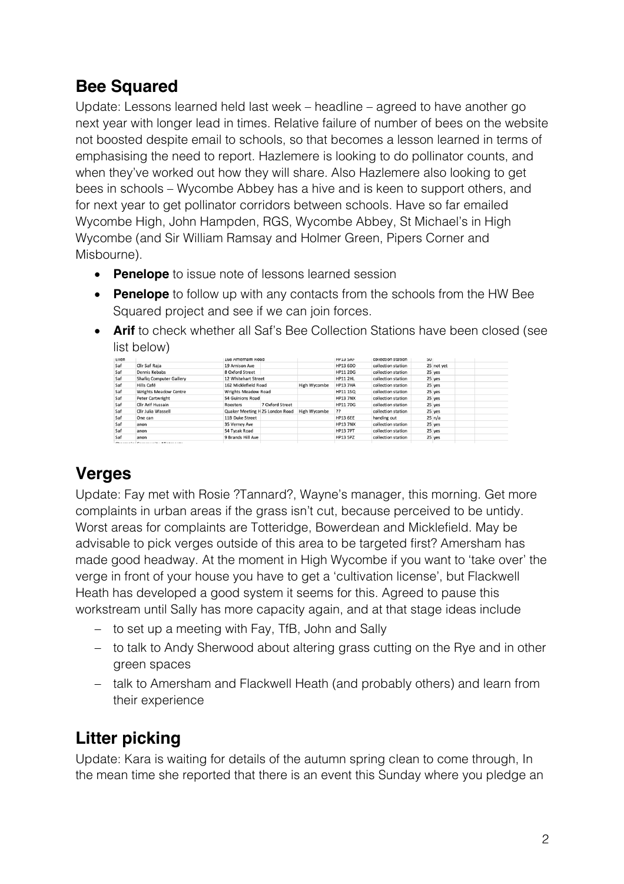## Bee Squared

Update: Lessons learned held last week – headline – agreed to have another go next year with longer lead in times. Relative failure of number of bees on the website not boosted despite email to schools, so that becomes a lesson learned in terms of emphasising the need to report. Hazlemere is looking to do pollinator counts, and when they've worked out how they will share. Also Hazlemere also looking to get bees in schools – Wycombe Abbey has a hive and is keen to support others, and for next year to get pollinator corridors between schools. Have so far emailed Wycombe High, John Hampden, RGS, Wycombe Abbey, St Michael's in High Wycombe (and Sir William Ramsay and Holmer Green, Pipers Corner and Misbourne).

- **Penelope** to issue note of lessons learned session
- **Penelope** to follow up with any contacts from the schools from the HW Bee Squared project and see if we can join forces.
- **Arif** to check whether all Saf's Bee Collection Stations have been closed (see list below)

| | | | | | | | | |
|---|---|---|---|---|---|---|---|---|
| Ellen | | 168 Amersham Road | | | HP13 5AF | collection station | 50 | |
| Saf | Cllr Saf Raja | 19 Arnison Ave | | | HP13 6DD | collection station | 25 | not yet |
| Saf | Dennis Kebabs | 8 Oxford Street | | | HP11 2DG | collection station | 25 | yes |
| Saf | Shafiq Computer Gallery | 12 Whitehart Street | | | HP11 2HL | collection station | 25 | yes |
| Saf | Hills Café | 162 Micklefield Road | | High Wycombe | HP13 7HA | collection station | 25 | yes |
| Saf | Wrights Meadow Centre | Wrights Meadow Road | | | HP11 1SQ | collection station | 25 | yes |
| Saf | Peter Cartwright | 54 Guinions Road | | | HP13 7NX | collection station | 25 | yes |
| Saf | Cllr Arif Hussain | Roosters | 7 Oxford Street | | HP11 7DG | collection station | 25 | yes |
| Saf | Cllr Julia Wassell | Quaker Meeting H | 25 London Road | High Wycombe | ?? | collection station | 25 | yes |
| Saf | One can | 11B Duke Street | | | HP13 6EE | handing out | 25 | n/a |
| Saf | anon | 35 Verney Ave | | | HP13 7NX | collection station | 25 | yes |
| Saf | anon | 54 Tyzak Road | | | HP13 7PT | collection station | 25 | yes |
| Saf | anon | 9 Brands Hill Ave | | | HP13 5PZ | collection station | 25 | yes |

## Verges

Update: Fay met with Rosie ?Tannard?, Wayne's manager, this morning. Get more complaints in urban areas if the grass isn't cut, because perceived to be untidy. Worst areas for complaints are Totteridge, Bowerdean and Micklefield. May be advisable to pick verges outside of this area to be targeted first? Amersham has made good headway. At the moment in High Wycombe if you want to 'take over' the verge in front of your house you have to get a 'cultivation license', but Flackwell Heath has developed a good system it seems for this. Agreed to pause this workstream until Sally has more capacity again, and at that stage ideas include

- to set up a meeting with Fay, TfB, John and Sally
- to talk to Andy Sherwood about altering grass cutting on the Rye and in other green spaces
- talk to Amersham and Flackwell Heath (and probably others) and learn from their experience

## Litter picking

Update: Kara is waiting for details of the autumn spring clean to come through, In the mean time she reported that there is an event this Sunday where you pledge an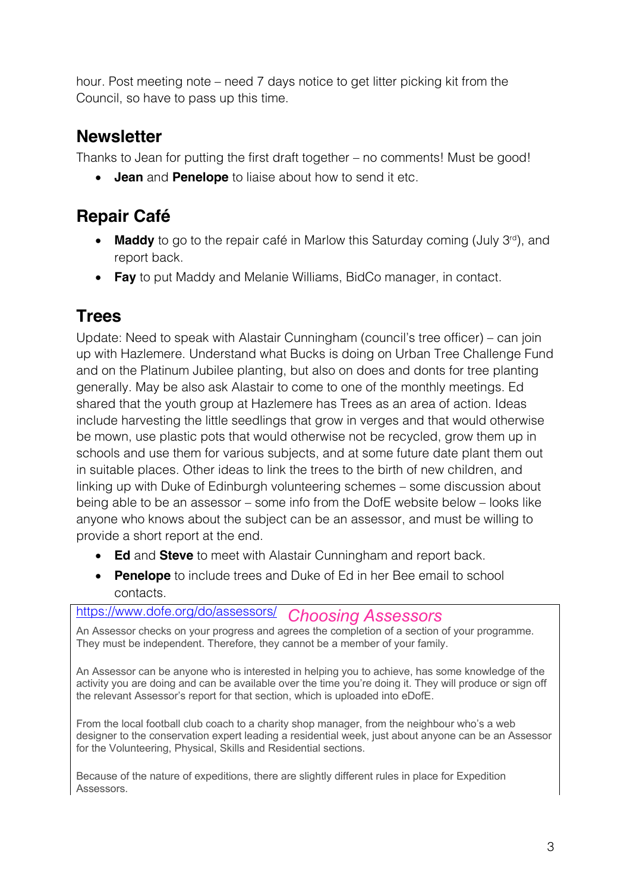hour. Post meeting note – need 7 days notice to get litter picking kit from the Council, so have to pass up this time.

## Newsletter

Thanks to Jean for putting the first draft together – no comments! Must be good!

- **Jean** and **Penelope** to liaise about how to send it etc.

## Repair Café

- **Maddy** to go to the repair café in Marlow this Saturday coming (July 3rd), and report back.
- **Fay** to put Maddy and Melanie Williams, BidCo manager, in contact.

## Trees

Update: Need to speak with Alastair Cunningham (council's tree officer) – can join up with Hazlemere. Understand what Bucks is doing on Urban Tree Challenge Fund and on the Platinum Jubilee planting, but also on does and donts for tree planting generally. May be also ask Alastair to come to one of the monthly meetings. Ed shared that the youth group at Hazlemere has Trees as an area of action. Ideas include harvesting the little seedlings that grow in verges and that would otherwise be mown, use plastic pots that would otherwise not be recycled, grow them up in schools and use them for various subjects, and at some future date plant them out in suitable places. Other ideas to link the trees to the birth of new children, and linking up with Duke of Edinburgh volunteering schemes – some discussion about being able to be an assessor – some info from the DofE website below – looks like anyone who knows about the subject can be an assessor, and must be willing to provide a short report at the end.

- **Ed** and **Steve** to meet with Alastair Cunningham and report back.
- **Penelope** to include trees and Duke of Ed in her Bee email to school contacts.

https://www.dofe.org/do/assessors/ *Choosing Assessors*

An Assessor checks on your progress and agrees the completion of a section of your programme. They must be independent. Therefore, they cannot be a member of your family.

An Assessor can be anyone who is interested in helping you to achieve, has some knowledge of the activity you are doing and can be available over the time you're doing it. They will produce or sign off the relevant Assessor's report for that section, which is uploaded into eDofE.

From the local football club coach to a charity shop manager, from the neighbour who's a web designer to the conservation expert leading a residential week, just about anyone can be an Assessor for the Volunteering, Physical, Skills and Residential sections.

Because of the nature of expeditions, there are slightly different rules in place for Expedition Assessors.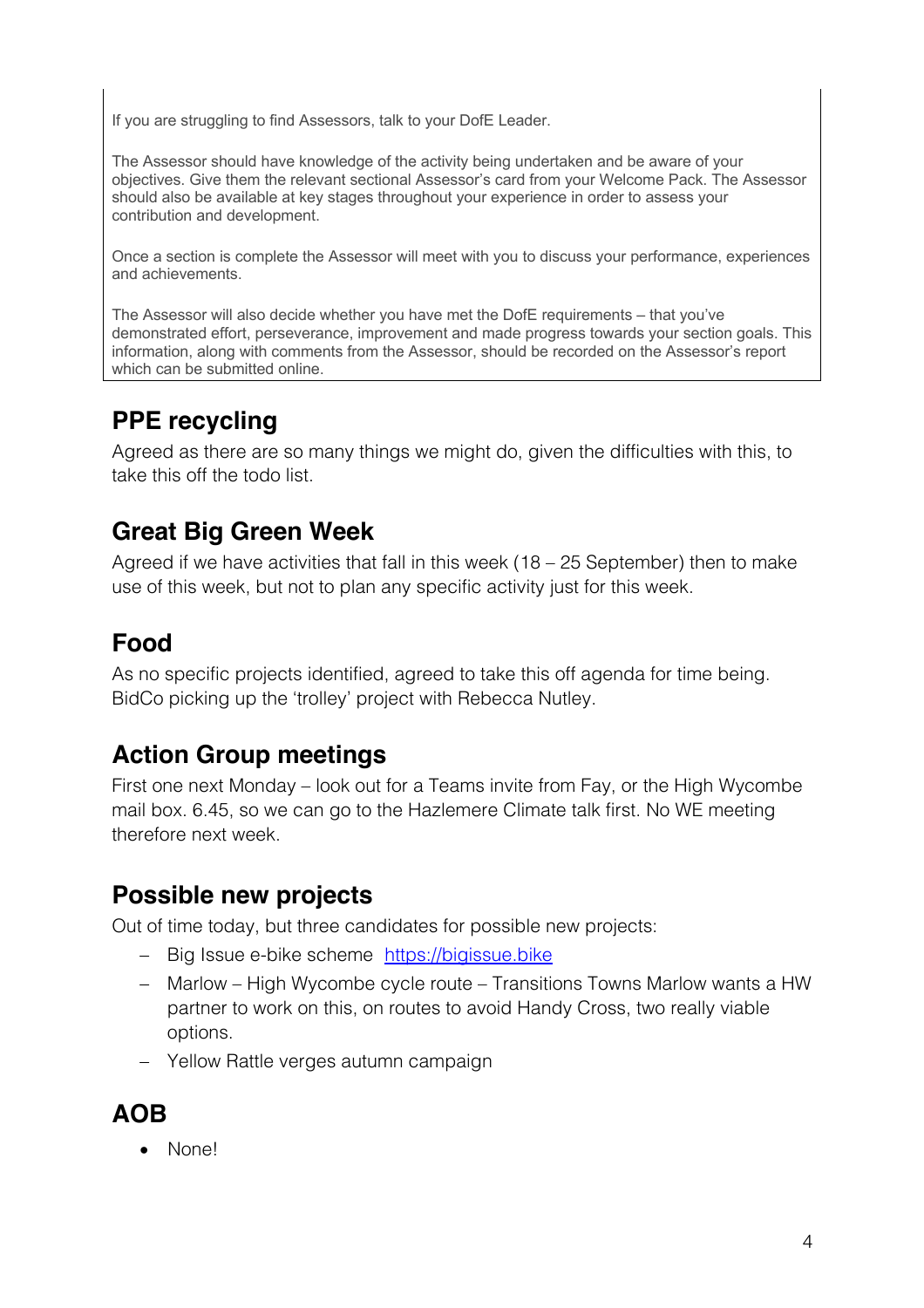If you are struggling to find Assessors, talk to your DofE Leader.

The Assessor should have knowledge of the activity being undertaken and be aware of your objectives. Give them the relevant sectional Assessor's card from your Welcome Pack. The Assessor should also be available at key stages throughout your experience in order to assess your contribution and development.

Once a section is complete the Assessor will meet with you to discuss your performance, experiences and achievements.

The Assessor will also decide whether you have met the DofE requirements – that you've demonstrated effort, perseverance, improvement and made progress towards your section goals. This information, along with comments from the Assessor, should be recorded on the Assessor's report which can be submitted online.

## PPE recycling

Agreed as there are so many things we might do, given the difficulties with this, to take this off the todo list.

## Great Big Green Week

Agreed if we have activities that fall in this week (18 – 25 September) then to make use of this week, but not to plan any specific activity just for this week.

## Food

As no specific projects identified, agreed to take this off agenda for time being. BidCo picking up the 'trolley' project with Rebecca Nutley.

## Action Group meetings

First one next Monday – look out for a Teams invite from Fay, or the High Wycombe mail box. 6.45, so we can go to the Hazlemere Climate talk first. No WE meeting therefore next week.

## Possible new projects

Out of time today, but three candidates for possible new projects:

- Big Issue e-bike scheme [https://bigissue.bike](https://bigissue.bike)
- Marlow – High Wycombe cycle route – Transitions Towns Marlow wants a HW partner to work on this, on routes to avoid Handy Cross, two really viable options.
- Yellow Rattle verges autumn campaign

## AOB

- None!